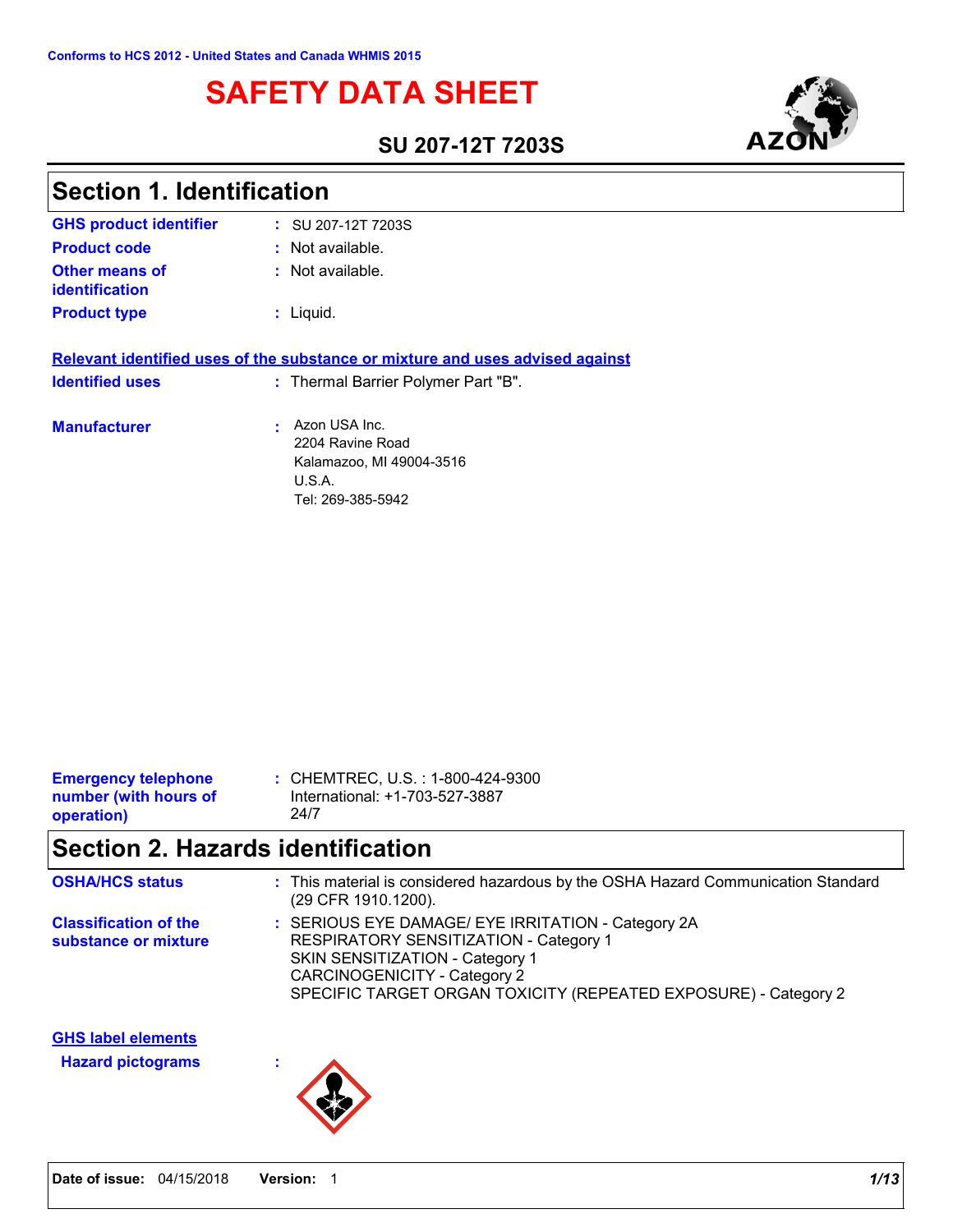Conforms to HCS 2012 - United States and Canada WHMIS 2015

# SAFETY DATA SHEET

## SU 207-12T 7203S

## Section 1. Identification

**GHS product identifier** : SU 207-12T 7203S

**Product code** : Not available.

**Other means of identification** : Not available.

**Product type** : Liquid.

**Relevant identified uses of the substance or mixture and uses advised against**

**Identified uses** : Thermal Barrier Polymer Part "B".

**Manufacturer** : Azon USA Inc.
2204 Ravine Road
Kalamazoo, MI 49004-3516
U.S.A.
Tel: 269-385-5942

**Emergency telephone number (with hours of operation)** : CHEMTREC, U.S. : 1-800-424-9300
International: +1-703-527-3887
24/7

## Section 2. Hazards identification

**OSHA/HCS status** : This material is considered hazardous by the OSHA Hazard Communication Standard (29 CFR 1910.1200).

**Classification of the substance or mixture** : SERIOUS EYE DAMAGE/ EYE IRRITATION - Category 2A
RESPIRATORY SENSITIZATION - Category 1
SKIN SENSITIZATION - Category 1
CARCINOGENICITY - Category 2
SPECIFIC TARGET ORGAN TOXICITY (REPEATED EXPOSURE) - Category 2

**GHS label elements**

**Hazard pictograms** :

Date of issue: 04/15/2018 Version: 1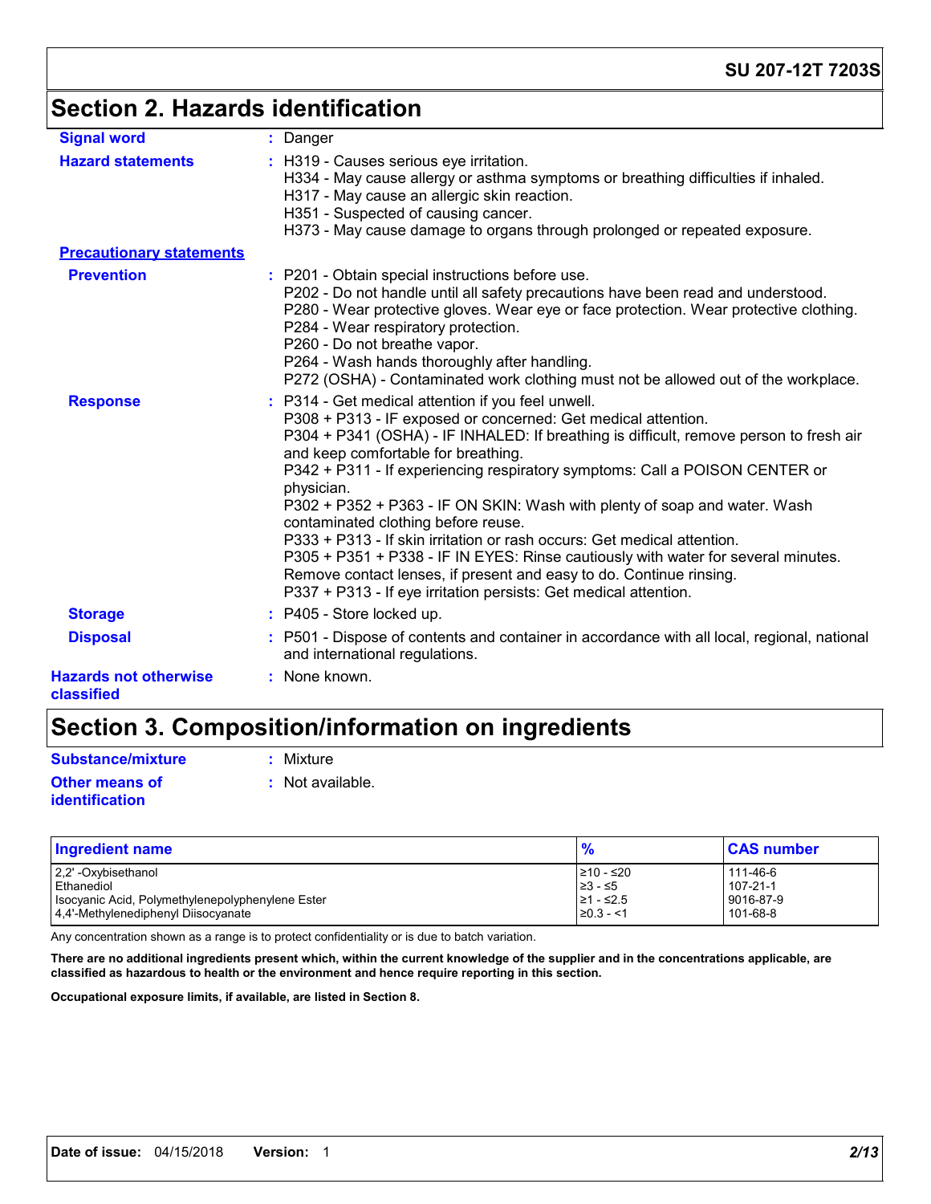## Section 2. Hazards identification

**Signal word** : Danger

**Hazard statements** : H319 - Causes serious eye irritation.
H334 - May cause allergy or asthma symptoms or breathing difficulties if inhaled.
H317 - May cause an allergic skin reaction.
H351 - Suspected of causing cancer.
H373 - May cause damage to organs through prolonged or repeated exposure.

**Precautionary statements**

**Prevention** : P201 - Obtain special instructions before use.
P202 - Do not handle until all safety precautions have been read and understood.
P280 - Wear protective gloves. Wear eye or face protection. Wear protective clothing.
P284 - Wear respiratory protection.
P260 - Do not breathe vapor.
P264 - Wash hands thoroughly after handling.
P272 (OSHA) - Contaminated work clothing must not be allowed out of the workplace.

**Response** : P314 - Get medical attention if you feel unwell.
P308 + P313 - IF exposed or concerned: Get medical attention.
P304 + P341 (OSHA) - IF INHALED: If breathing is difficult, remove person to fresh air and keep comfortable for breathing.
P342 + P311 - If experiencing respiratory symptoms: Call a POISON CENTER or physician.
P302 + P352 + P363 - IF ON SKIN: Wash with plenty of soap and water. Wash contaminated clothing before reuse.
P333 + P313 - If skin irritation or rash occurs: Get medical attention.
P305 + P351 + P338 - IF IN EYES: Rinse cautiously with water for several minutes. Remove contact lenses, if present and easy to do. Continue rinsing.
P337 + P313 - If eye irritation persists: Get medical attention.

**Storage** : P405 - Store locked up.

**Disposal** : P501 - Dispose of contents and container in accordance with all local, regional, national and international regulations.

**Hazards not otherwise classified** : None known.

## Section 3. Composition/information on ingredients

**Substance/mixture** : Mixture

**Other means of identification** : Not available.

| Ingredient name | % | CAS number |
|---|---|---|
| 2,2' -Oxybisethanol | ≥10 - ≤20 | 111-46-6 |
| Ethanediol | ≥3 - ≤5 | 107-21-1 |
| Isocyanic Acid, Polymethylenepolyphenylene Ester | ≥1 - ≤2.5 | 9016-87-9 |
| 4,4'-Methylenediphenyl Diisocyanate | ≥0.3 - <1 | 101-68-8 |

Any concentration shown as a range is to protect confidentiality or is due to batch variation.

**There are no additional ingredients present which, within the current knowledge of the supplier and in the concentrations applicable, are classified as hazardous to health or the environment and hence require reporting in this section.**

**Occupational exposure limits, if available, are listed in Section 8.**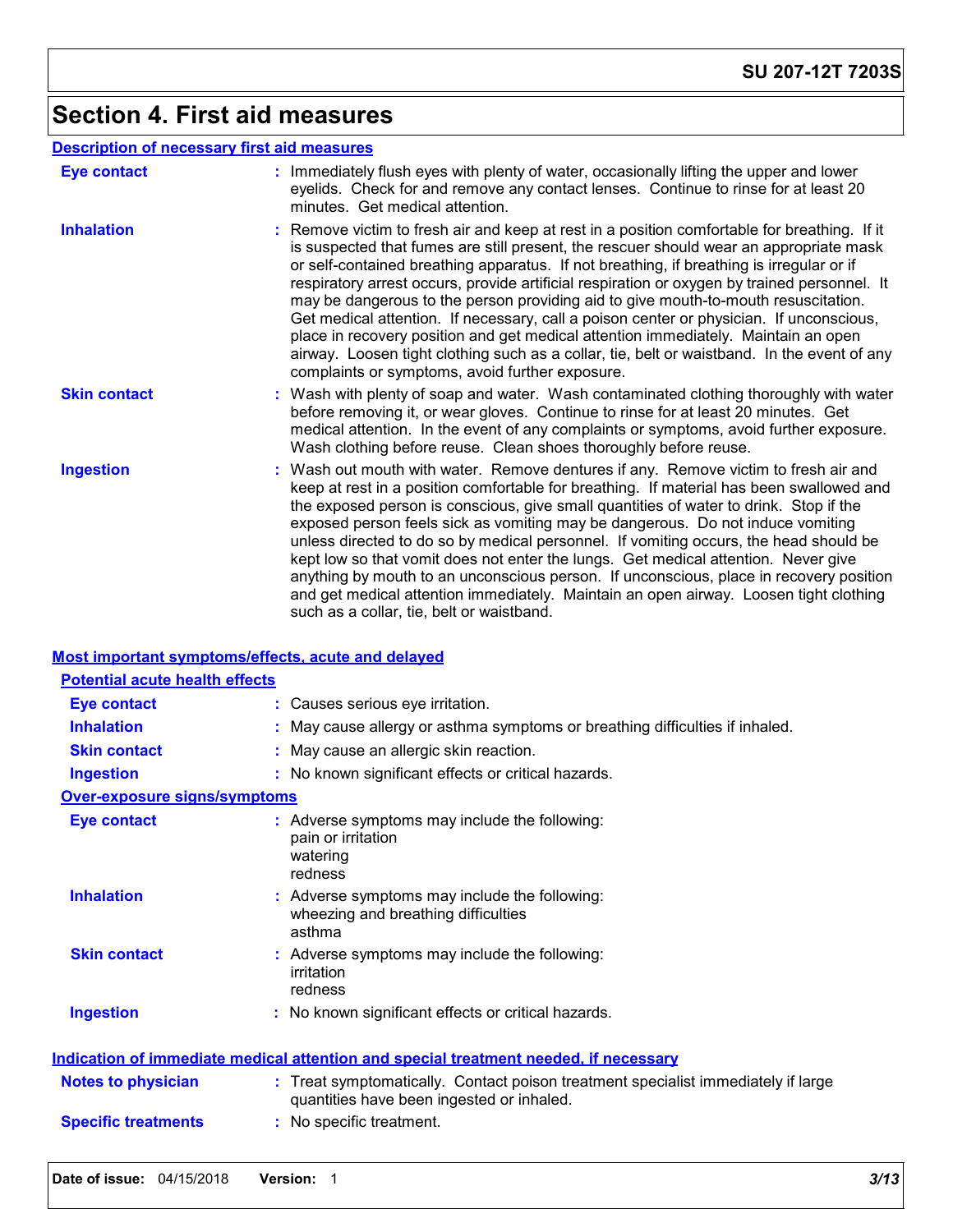# Section 4. First aid measures

## Description of necessary first aid measures

**Eye contact** : Immediately flush eyes with plenty of water, occasionally lifting the upper and lower eyelids. Check for and remove any contact lenses. Continue to rinse for at least 20 minutes. Get medical attention.

**Inhalation** : Remove victim to fresh air and keep at rest in a position comfortable for breathing. If it is suspected that fumes are still present, the rescuer should wear an appropriate mask or self-contained breathing apparatus. If not breathing, if breathing is irregular or if respiratory arrest occurs, provide artificial respiration or oxygen by trained personnel. It may be dangerous to the person providing aid to give mouth-to-mouth resuscitation. Get medical attention. If necessary, call a poison center or physician. If unconscious, place in recovery position and get medical attention immediately. Maintain an open airway. Loosen tight clothing such as a collar, tie, belt or waistband. In the event of any complaints or symptoms, avoid further exposure.

**Skin contact** : Wash with plenty of soap and water. Wash contaminated clothing thoroughly with water before removing it, or wear gloves. Continue to rinse for at least 20 minutes. Get medical attention. In the event of any complaints or symptoms, avoid further exposure. Wash clothing before reuse. Clean shoes thoroughly before reuse.

**Ingestion** : Wash out mouth with water. Remove dentures if any. Remove victim to fresh air and keep at rest in a position comfortable for breathing. If material has been swallowed and the exposed person is conscious, give small quantities of water to drink. Stop if the exposed person feels sick as vomiting may be dangerous. Do not induce vomiting unless directed to do so by medical personnel. If vomiting occurs, the head should be kept low so that vomit does not enter the lungs. Get medical attention. Never give anything by mouth to an unconscious person. If unconscious, place in recovery position and get medical attention immediately. Maintain an open airway. Loosen tight clothing such as a collar, tie, belt or waistband.

## Most important symptoms/effects, acute and delayed

### Potential acute health effects

**Eye contact** : Causes serious eye irritation.

**Inhalation** : May cause allergy or asthma symptoms or breathing difficulties if inhaled.

**Skin contact** : May cause an allergic skin reaction.

**Ingestion** : No known significant effects or critical hazards.

### Over-exposure signs/symptoms

**Eye contact** : Adverse symptoms may include the following:
pain or irritation
watering
redness

**Inhalation** : Adverse symptoms may include the following:
wheezing and breathing difficulties
asthma

**Skin contact** : Adverse symptoms may include the following:
irritation
redness

**Ingestion** : No known significant effects or critical hazards.

## Indication of immediate medical attention and special treatment needed, if necessary

**Notes to physician** : Treat symptomatically. Contact poison treatment specialist immediately if large quantities have been ingested or inhaled.

**Specific treatments** : No specific treatment.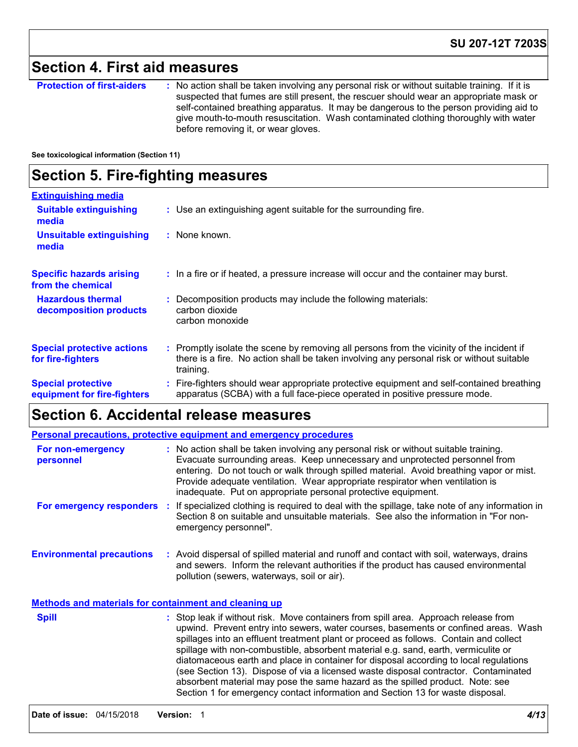## Section 4. First aid measures

**Protection of first-aiders** : No action shall be taken involving any personal risk or without suitable training. If it is suspected that fumes are still present, the rescuer should wear an appropriate mask or self-contained breathing apparatus. It may be dangerous to the person providing aid to give mouth-to-mouth resuscitation. Wash contaminated clothing thoroughly with water before removing it, or wear gloves.

**See toxicological information (Section 11)**

## Section 5. Fire-fighting measures

**Extinguishing media**

**Suitable extinguishing media** : Use an extinguishing agent suitable for the surrounding fire.

**Unsuitable extinguishing media** : None known.

**Specific hazards arising from the chemical** : In a fire or if heated, a pressure increase will occur and the container may burst.

**Hazardous thermal decomposition products** : Decomposition products may include the following materials:
carbon dioxide
carbon monoxide

**Special protective actions for fire-fighters** : Promptly isolate the scene by removing all persons from the vicinity of the incident if there is a fire. No action shall be taken involving any personal risk or without suitable training.

**Special protective equipment for fire-fighters** : Fire-fighters should wear appropriate protective equipment and self-contained breathing apparatus (SCBA) with a full face-piece operated in positive pressure mode.

## Section 6. Accidental release measures

**Personal precautions, protective equipment and emergency procedures**

**For non-emergency personnel** : No action shall be taken involving any personal risk or without suitable training. Evacuate surrounding areas. Keep unnecessary and unprotected personnel from entering. Do not touch or walk through spilled material. Avoid breathing vapor or mist. Provide adequate ventilation. Wear appropriate respirator when ventilation is inadequate. Put on appropriate personal protective equipment.

**For emergency responders** : If specialized clothing is required to deal with the spillage, take note of any information in Section 8 on suitable and unsuitable materials. See also the information in "For non-emergency personnel".

**Environmental precautions** : Avoid dispersal of spilled material and runoff and contact with soil, waterways, drains and sewers. Inform the relevant authorities if the product has caused environmental pollution (sewers, waterways, soil or air).

**Methods and materials for containment and cleaning up**

**Spill** : Stop leak if without risk. Move containers from spill area. Approach release from upwind. Prevent entry into sewers, water courses, basements or confined areas. Wash spillages into an effluent treatment plant or proceed as follows. Contain and collect spillage with non-combustible, absorbent material e.g. sand, earth, vermiculite or diatomaceous earth and place in container for disposal according to local regulations (see Section 13). Dispose of via a licensed waste disposal contractor. Contaminated absorbent material may pose the same hazard as the spilled product. Note: see Section 1 for emergency contact information and Section 13 for waste disposal.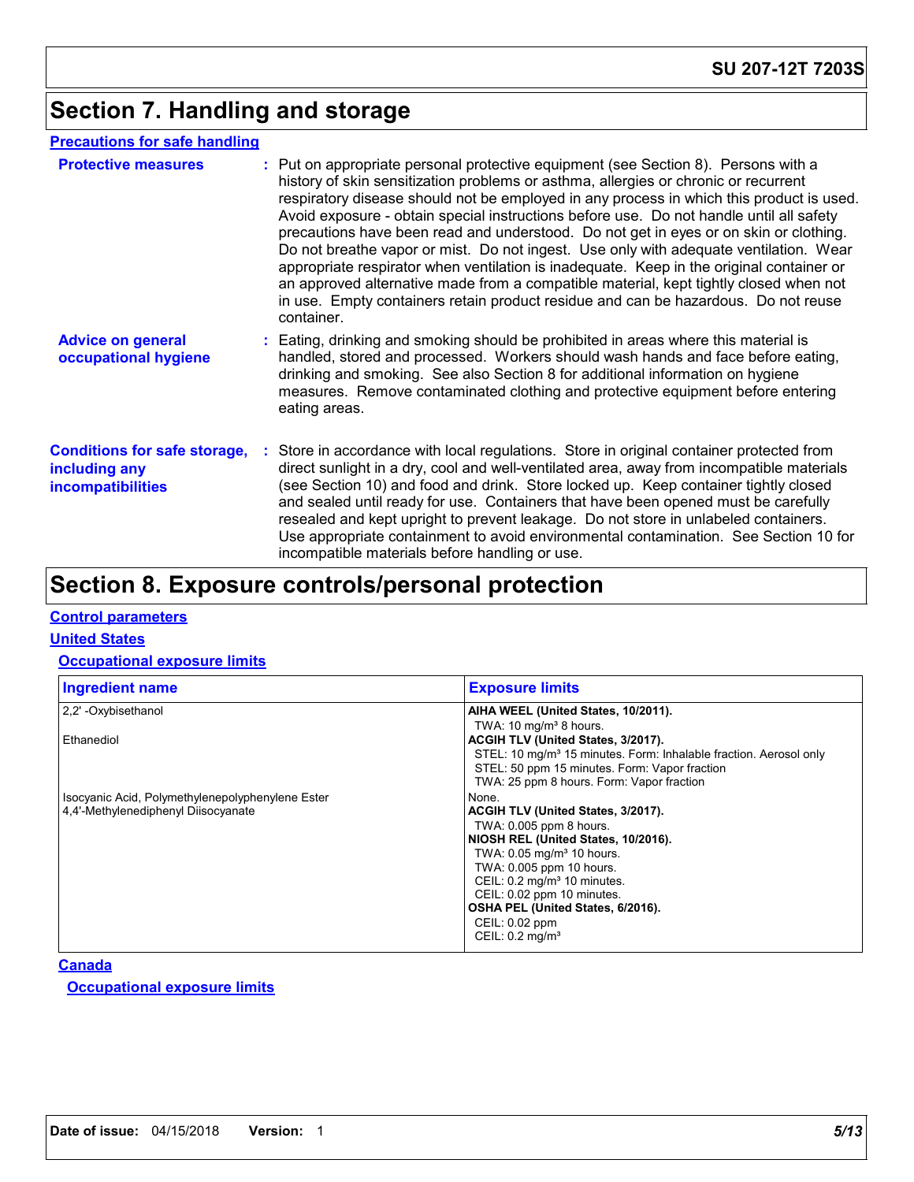# Section 7. Handling and storage

## Precautions for safe handling

**Protective measures** : Put on appropriate personal protective equipment (see Section 8). Persons with a history of skin sensitization problems or asthma, allergies or chronic or recurrent respiratory disease should not be employed in any process in which this product is used. Avoid exposure - obtain special instructions before use. Do not handle until all safety precautions have been read and understood. Do not get in eyes or on skin or clothing. Do not breathe vapor or mist. Do not ingest. Use only with adequate ventilation. Wear appropriate respirator when ventilation is inadequate. Keep in the original container or an approved alternative made from a compatible material, kept tightly closed when not in use. Empty containers retain product residue and can be hazardous. Do not reuse container.

**Advice on general occupational hygiene** : Eating, drinking and smoking should be prohibited in areas where this material is handled, stored and processed. Workers should wash hands and face before eating, drinking and smoking. See also Section 8 for additional information on hygiene measures. Remove contaminated clothing and protective equipment before entering eating areas.

**Conditions for safe storage, including any incompatibilities** : Store in accordance with local regulations. Store in original container protected from direct sunlight in a dry, cool and well-ventilated area, away from incompatible materials (see Section 10) and food and drink. Store locked up. Keep container tightly closed and sealed until ready for use. Containers that have been opened must be carefully resealed and kept upright to prevent leakage. Do not store in unlabeled containers. Use appropriate containment to avoid environmental contamination. See Section 10 for incompatible materials before handling or use.

# Section 8. Exposure controls/personal protection

## Control parameters

### United States

#### Occupational exposure limits

| Ingredient name | Exposure limits |
|---|---|
| 2,2' -Oxybisethanol | **AIHA WEEL (United States, 10/2011).**<br>TWA: 10 mg/m³ 8 hours. |
| Ethanediol | **ACGIH TLV (United States, 3/2017).**<br>STEL: 10 mg/m³ 15 minutes. Form: Inhalable fraction. Aerosol only<br>STEL: 50 ppm 15 minutes. Form: Vapor fraction<br>TWA: 25 ppm 8 hours. Form: Vapor fraction |
| Isocyanic Acid, Polymethylenepolyphenylene Ester | None. |
| 4,4'-Methylenediphenyl Diisocyanate | **ACGIH TLV (United States, 3/2017).**<br>TWA: 0.005 ppm 8 hours.<br>**NIOSH REL (United States, 10/2016).**<br>TWA: 0.05 mg/m³ 10 hours.<br>TWA: 0.005 ppm 10 hours.<br>CEIL: 0.2 mg/m³ 10 minutes.<br>CEIL: 0.02 ppm 10 minutes.<br>**OSHA PEL (United States, 6/2016).**<br>CEIL: 0.02 ppm<br>CEIL: 0.2 mg/m³ |

### Canada

#### Occupational exposure limits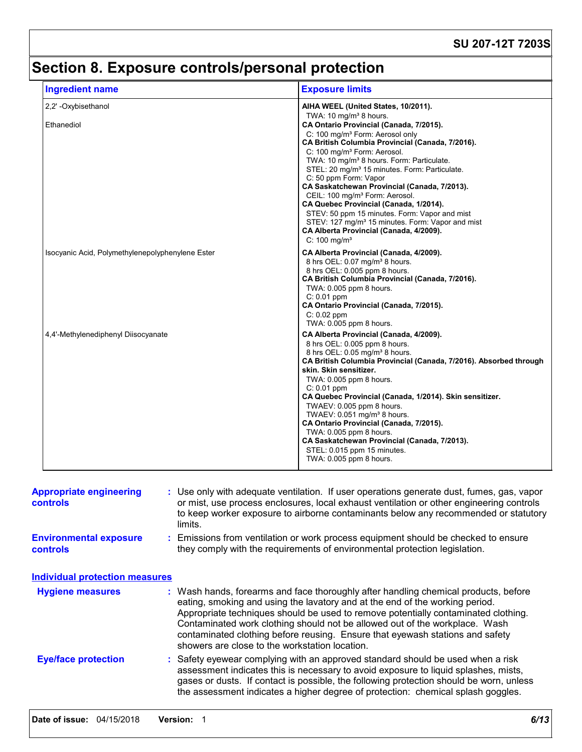# Section 8. Exposure controls/personal protection

| Ingredient name | Exposure limits |
|---|---|
| 2,2' -Oxybisethanol | **AIHA WEEL (United States, 10/2011).**<br>TWA: 10 mg/m³ 8 hours. |
| Ethanediol | **CA Ontario Provincial (Canada, 7/2015).**<br>C: 100 mg/m³ Form: Aerosol only<br>**CA British Columbia Provincial (Canada, 7/2016).**<br>C: 100 mg/m³ Form: Aerosol.<br>TWA: 10 mg/m³ 8 hours. Form: Particulate.<br>STEL: 20 mg/m³ 15 minutes. Form: Particulate.<br>C: 50 ppm Form: Vapor<br>**CA Saskatchewan Provincial (Canada, 7/2013).**<br>CEIL: 100 mg/m³ Form: Aerosol.<br>**CA Quebec Provincial (Canada, 1/2014).**<br>STEV: 50 ppm 15 minutes. Form: Vapor and mist<br>STEV: 127 mg/m³ 15 minutes. Form: Vapor and mist<br>**CA Alberta Provincial (Canada, 4/2009).**<br>C: 100 mg/m³ |
| Isocyanic Acid, Polymethylenepolyphenylene Ester | **CA Alberta Provincial (Canada, 4/2009).**<br>8 hrs OEL: 0.07 mg/m³ 8 hours.<br>8 hrs OEL: 0.005 ppm 8 hours.<br>**CA British Columbia Provincial (Canada, 7/2016).**<br>TWA: 0.005 ppm 8 hours.<br>C: 0.01 ppm<br>**CA Ontario Provincial (Canada, 7/2015).**<br>C: 0.02 ppm<br>TWA: 0.005 ppm 8 hours. |
| 4,4'-Methylenediphenyl Diisocyanate | **CA Alberta Provincial (Canada, 4/2009).**<br>8 hrs OEL: 0.005 ppm 8 hours.<br>8 hrs OEL: 0.05 mg/m³ 8 hours.<br>**CA British Columbia Provincial (Canada, 7/2016). Absorbed through skin. Skin sensitizer.**<br>TWA: 0.005 ppm 8 hours.<br>C: 0.01 ppm<br>**CA Quebec Provincial (Canada, 1/2014). Skin sensitizer.**<br>TWAEV: 0.005 ppm 8 hours.<br>TWAEV: 0.051 mg/m³ 8 hours.<br>**CA Ontario Provincial (Canada, 7/2015).**<br>TWA: 0.005 ppm 8 hours.<br>**CA Saskatchewan Provincial (Canada, 7/2013).**<br>STEL: 0.015 ppm 15 minutes.<br>TWA: 0.005 ppm 8 hours. |

**Appropriate engineering controls** : Use only with adequate ventilation. If user operations generate dust, fumes, gas, vapor or mist, use process enclosures, local exhaust ventilation or other engineering controls to keep worker exposure to airborne contaminants below any recommended or statutory limits.

**Environmental exposure controls** : Emissions from ventilation or work process equipment should be checked to ensure they comply with the requirements of environmental protection legislation.

## Individual protection measures

**Hygiene measures** : Wash hands, forearms and face thoroughly after handling chemical products, before eating, smoking and using the lavatory and at the end of the working period. Appropriate techniques should be used to remove potentially contaminated clothing. Contaminated work clothing should not be allowed out of the workplace. Wash contaminated clothing before reusing. Ensure that eyewash stations and safety showers are close to the workstation location.

**Eye/face protection** : Safety eyewear complying with an approved standard should be used when a risk assessment indicates this is necessary to avoid exposure to liquid splashes, mists, gases or dusts. If contact is possible, the following protection should be worn, unless the assessment indicates a higher degree of protection: chemical splash goggles.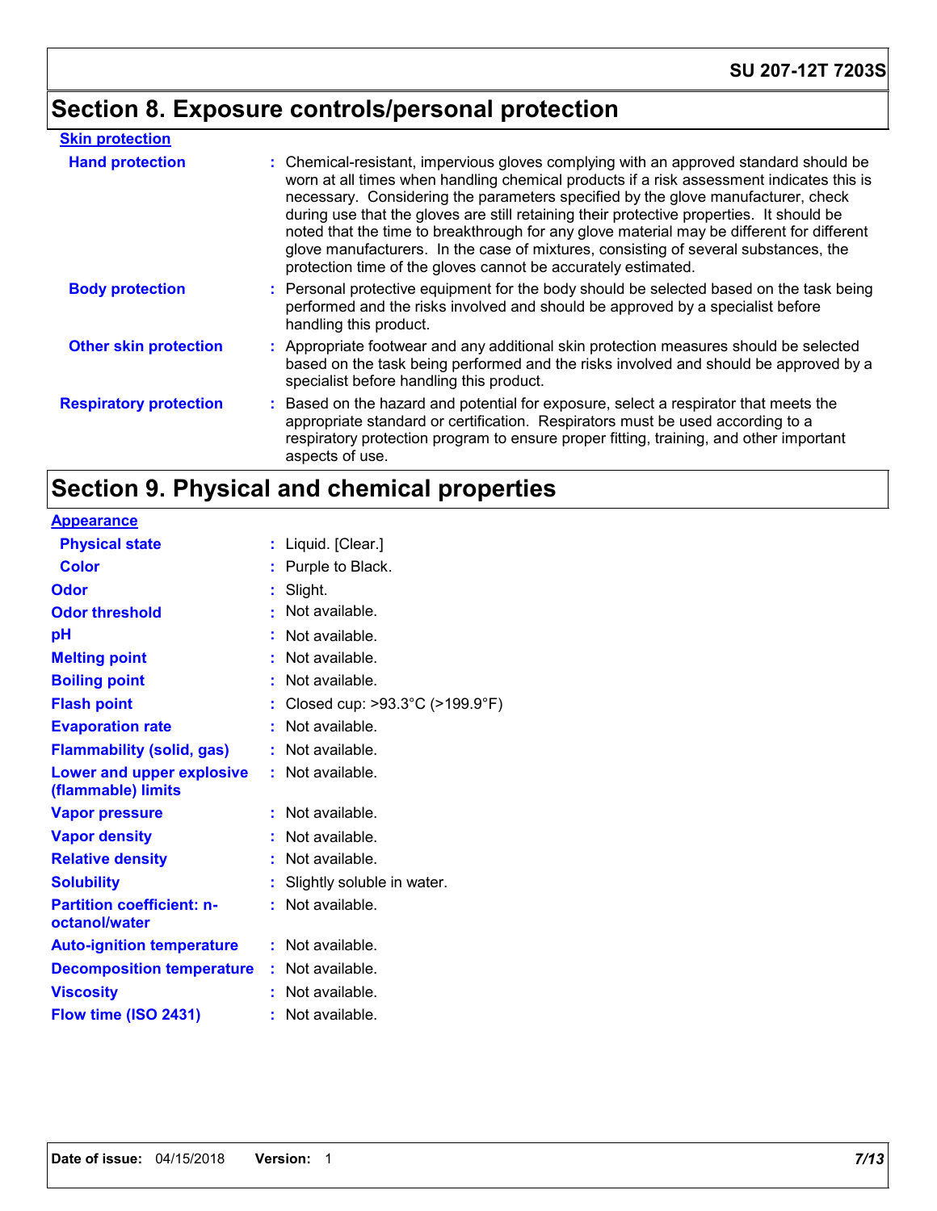## Section 8. Exposure controls/personal protection

**Skin protection**

**Hand protection** : Chemical-resistant, impervious gloves complying with an approved standard should be worn at all times when handling chemical products if a risk assessment indicates this is necessary. Considering the parameters specified by the glove manufacturer, check during use that the gloves are still retaining their protective properties. It should be noted that the time to breakthrough for any glove material may be different for different glove manufacturers. In the case of mixtures, consisting of several substances, the protection time of the gloves cannot be accurately estimated.

**Body protection** : Personal protective equipment for the body should be selected based on the task being performed and the risks involved and should be approved by a specialist before handling this product.

**Other skin protection** : Appropriate footwear and any additional skin protection measures should be selected based on the task being performed and the risks involved and should be approved by a specialist before handling this product.

**Respiratory protection** : Based on the hazard and potential for exposure, select a respirator that meets the appropriate standard or certification. Respirators must be used according to a respiratory protection program to ensure proper fitting, training, and other important aspects of use.

## Section 9. Physical and chemical properties

**Appearance**

| Property | Value |
|---|---|
| Physical state | Liquid. [Clear.] |
| Color | Purple to Black. |
| Odor | Slight. |
| Odor threshold | Not available. |
| pH | Not available. |
| Melting point | Not available. |
| Boiling point | Not available. |
| Flash point | Closed cup: >93.3°C (>199.9°F) |
| Evaporation rate | Not available. |
| Flammability (solid, gas) | Not available. |
| Lower and upper explosive (flammable) limits | Not available. |
| Vapor pressure | Not available. |
| Vapor density | Not available. |
| Relative density | Not available. |
| Solubility | Slightly soluble in water. |
| Partition coefficient: n-octanol/water | Not available. |
| Auto-ignition temperature | Not available. |
| Decomposition temperature | Not available. |
| Viscosity | Not available. |
| Flow time (ISO 2431) | Not available. |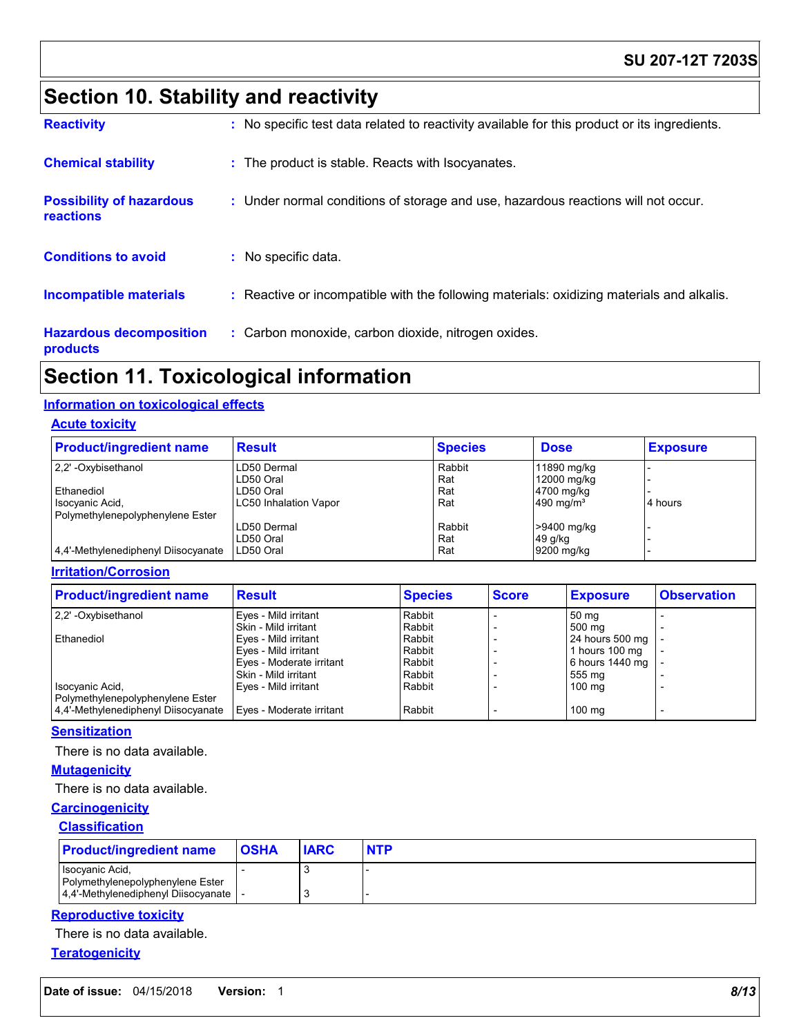# Section 10. Stability and reactivity

**Reactivity** : No specific test data related to reactivity available for this product or its ingredients.

**Chemical stability** : The product is stable. Reacts with Isocyanates.

**Possibility of hazardous reactions** : Under normal conditions of storage and use, hazardous reactions will not occur.

**Conditions to avoid** : No specific data.

**Incompatible materials** : Reactive or incompatible with the following materials: oxidizing materials and alkalis.

**Hazardous decomposition products** : Carbon monoxide, carbon dioxide, nitrogen oxides.

# Section 11. Toxicological information

## Information on toxicological effects

### Acute toxicity

| Product/ingredient name | Result | Species | Dose | Exposure |
|---|---|---|---|---|
| 2,2' -Oxybisethanol | LD50 Dermal | Rabbit | 11890 mg/kg | - |
| | LD50 Oral | Rat | 12000 mg/kg | - |
| Ethanediol | LD50 Oral | Rat | 4700 mg/kg | - |
| Isocyanic Acid, Polymethylenepolyphenylene Ester | LC50 Inhalation Vapor | Rat | 490 mg/m³ | 4 hours |
| | LD50 Dermal | Rabbit | >9400 mg/kg | - |
| | LD50 Oral | Rat | 49 g/kg | - |
| 4,4'-Methylenediphenyl Diisocyanate | LD50 Oral | Rat | 9200 mg/kg | - |

### Irritation/Corrosion

| Product/ingredient name | Result | Species | Score | Exposure | Observation |
|---|---|---|---|---|---|
| 2,2' -Oxybisethanol | Eyes - Mild irritant | Rabbit | - | 50 mg | - |
| | Skin - Mild irritant | Rabbit | - | 500 mg | - |
| Ethanediol | Eyes - Mild irritant | Rabbit | - | 24 hours 500 mg | - |
| | Eyes - Mild irritant | Rabbit | - | 1 hours 100 mg | - |
| | Eyes - Moderate irritant | Rabbit | - | 6 hours 1440 mg | - |
| | Skin - Mild irritant | Rabbit | - | 555 mg | - |
| Isocyanic Acid, Polymethylenepolyphenylene Ester | Eyes - Mild irritant | Rabbit | - | 100 mg | - |
| 4,4'-Methylenediphenyl Diisocyanate | Eyes - Moderate irritant | Rabbit | - | 100 mg | - |

### Sensitization

There is no data available.

### Mutagenicity

There is no data available.

### Carcinogenicity

#### Classification

| Product/ingredient name | OSHA | IARC | NTP |
|---|---|---|---|
| Isocyanic Acid, Polymethylenepolyphenylene Ester | - | 3 | - |
| 4,4'-Methylenediphenyl Diisocyanate | - | 3 | - |

### Reproductive toxicity

There is no data available.

### Teratogenicity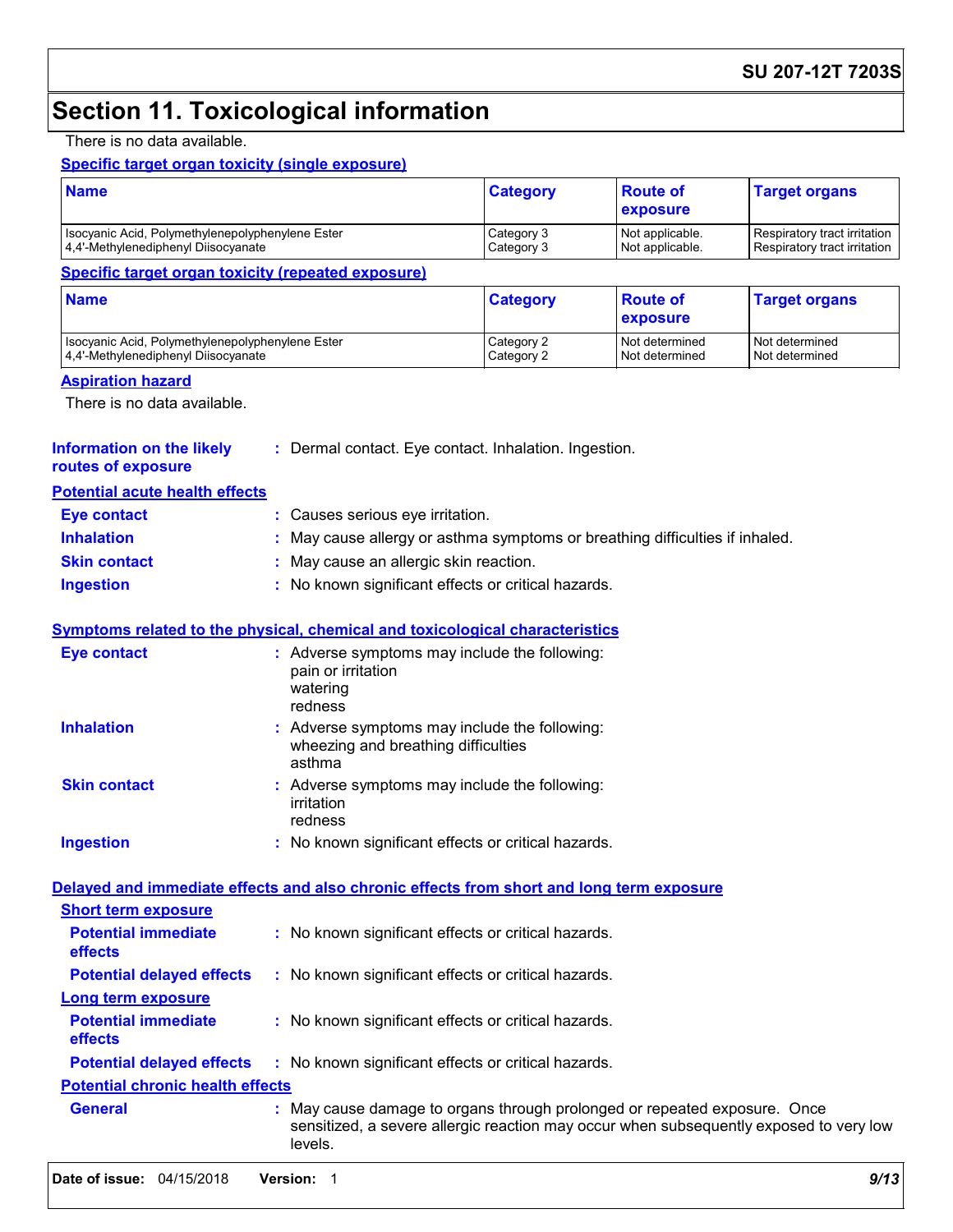## Section 11. Toxicological information

There is no data available.

**Specific target organ toxicity (single exposure)**

| Name | Category | Route of exposure | Target organs |
| --- | --- | --- | --- |
| Isocyanic Acid, Polymethylenepolyphenylene Ester | Category 3 | Not applicable. | Respiratory tract irritation |
| 4,4'-Methylenediphenyl Diisocyanate | Category 3 | Not applicable. | Respiratory tract irritation |

**Specific target organ toxicity (repeated exposure)**

| Name | Category | Route of exposure | Target organs |
| --- | --- | --- | --- |
| Isocyanic Acid, Polymethylenepolyphenylene Ester | Category 2 | Not determined | Not determined |
| 4,4'-Methylenediphenyl Diisocyanate | Category 2 | Not determined | Not determined |

**Aspiration hazard**

There is no data available.

**Information on the likely routes of exposure** : Dermal contact. Eye contact. Inhalation. Ingestion.

**Potential acute health effects**

**Eye contact** : Causes serious eye irritation.

**Inhalation** : May cause allergy or asthma symptoms or breathing difficulties if inhaled.

**Skin contact** : May cause an allergic skin reaction.

**Ingestion** : No known significant effects or critical hazards.

**Symptoms related to the physical, chemical and toxicological characteristics**

**Eye contact** : Adverse symptoms may include the following:
pain or irritation
watering
redness

**Inhalation** : Adverse symptoms may include the following:
wheezing and breathing difficulties
asthma

**Skin contact** : Adverse symptoms may include the following:
irritation
redness

**Ingestion** : No known significant effects or critical hazards.

**Delayed and immediate effects and also chronic effects from short and long term exposure**

**Short term exposure**

**Potential immediate effects** : No known significant effects or critical hazards.

**Potential delayed effects** : No known significant effects or critical hazards.

**Long term exposure**

**Potential immediate effects** : No known significant effects or critical hazards.

**Potential delayed effects** : No known significant effects or critical hazards.

**Potential chronic health effects**

**General** : May cause damage to organs through prolonged or repeated exposure. Once sensitized, a severe allergic reaction may occur when subsequently exposed to very low levels.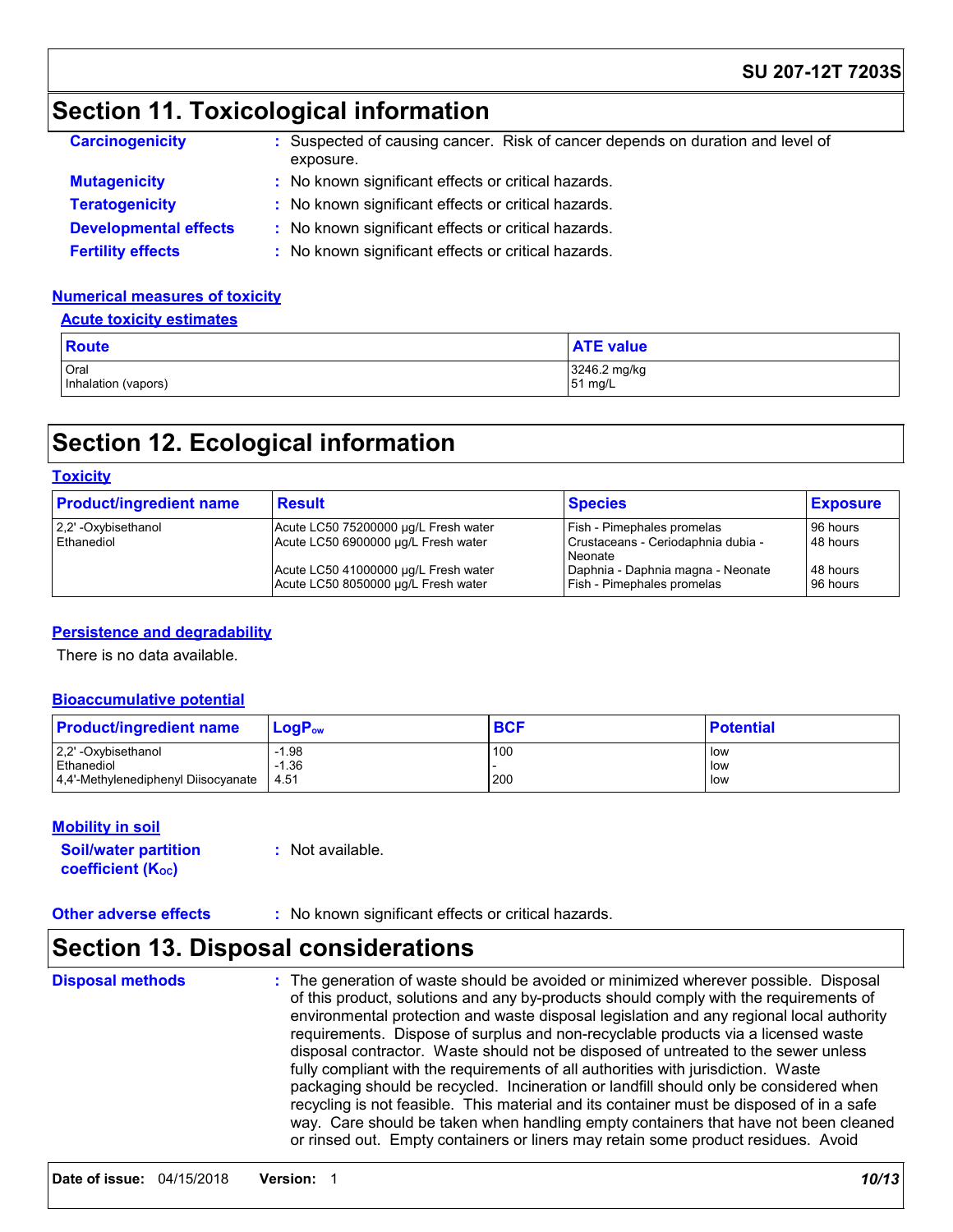# Section 11. Toxicological information

**Carcinogenicity** : Suspected of causing cancer. Risk of cancer depends on duration and level of exposure.

**Mutagenicity** : No known significant effects or critical hazards.

**Teratogenicity** : No known significant effects or critical hazards.

**Developmental effects** : No known significant effects or critical hazards.

**Fertility effects** : No known significant effects or critical hazards.

### Numerical measures of toxicity

#### Acute toxicity estimates

| Route | ATE value |
|---|---|
| Oral | 3246.2 mg/kg |
| Inhalation (vapors) | 51 mg/L |

# Section 12. Ecological information

### Toxicity

| Product/ingredient name | Result | Species | Exposure |
|---|---|---|---|
| 2,2' -Oxybisethanol | Acute LC50 75200000 µg/L Fresh water | Fish - Pimephales promelas | 96 hours |
| Ethanediol | Acute LC50 6900000 µg/L Fresh water | Crustaceans - Ceriodaphnia dubia - Neonate | 48 hours |
| | Acute LC50 41000000 µg/L Fresh water | Daphnia - Daphnia magna - Neonate | 48 hours |
| | Acute LC50 8050000 µg/L Fresh water | Fish - Pimephales promelas | 96 hours |

### Persistence and degradability

There is no data available.

### Bioaccumulative potential

| Product/ingredient name | $LogP_{ow}$ | BCF | Potential |
|---|---|---|---|
| 2,2' -Oxybisethanol | -1.98 | 100 | low |
| Ethanediol | -1.36 | - | low |
| 4,4'-Methylenediphenyl Diisocyanate | 4.51 | 200 | low |

### Mobility in soil

**Soil/water partition coefficient ($K_{OC}$)** : Not available.

**Other adverse effects** : No known significant effects or critical hazards.

# Section 13. Disposal considerations

**Disposal methods** : The generation of waste should be avoided or minimized wherever possible. Disposal of this product, solutions and any by-products should comply with the requirements of environmental protection and waste disposal legislation and any regional local authority requirements. Dispose of surplus and non-recyclable products via a licensed waste disposal contractor. Waste should not be disposed of untreated to the sewer unless fully compliant with the requirements of all authorities with jurisdiction. Waste packaging should be recycled. Incineration or landfill should only be considered when recycling is not feasible. This material and its container must be disposed of in a safe way. Care should be taken when handling empty containers that have not been cleaned or rinsed out. Empty containers or liners may retain some product residues. Avoid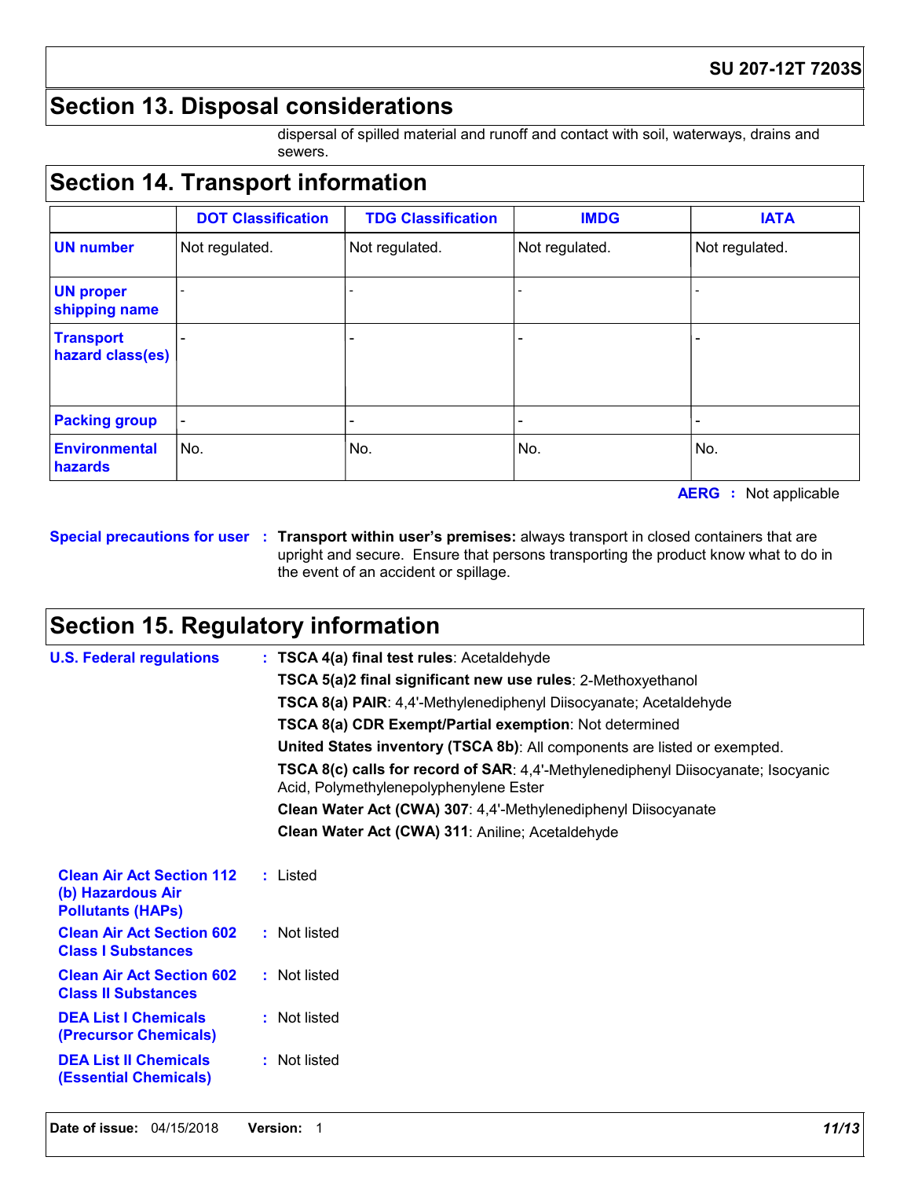## Section 13. Disposal considerations

dispersal of spilled material and runoff and contact with soil, waterways, drains and sewers.

## Section 14. Transport information

| | DOT Classification | TDG Classification | IMDG | IATA |
|---|---|---|---|---|
| **UN number** | Not regulated. | Not regulated. | Not regulated. | Not regulated. |
| **UN proper shipping name** | - | - | - | - |
| **Transport hazard class(es)** | - | - | - | - |
| **Packing group** | - | - | - | - |
| **Environmental hazards** | No. | No. | No. | No. |

**AERG** : Not applicable

**Special precautions for user** : **Transport within user's premises:** always transport in closed containers that are upright and secure. Ensure that persons transporting the product know what to do in the event of an accident or spillage.

## Section 15. Regulatory information

**U.S. Federal regulations** : **TSCA 4(a) final test rules**: Acetaldehyde

**TSCA 5(a)2 final significant new use rules**: 2-Methoxyethanol

**TSCA 8(a) PAIR**: 4,4'-Methylenediphenyl Diisocyanate; Acetaldehyde

**TSCA 8(a) CDR Exempt/Partial exemption**: Not determined

**United States inventory (TSCA 8b)**: All components are listed or exempted.

**TSCA 8(c) calls for record of SAR**: 4,4'-Methylenediphenyl Diisocyanate; Isocyanic Acid, Polymethylenepolyphenylene Ester

**Clean Water Act (CWA) 307**: 4,4'-Methylenediphenyl Diisocyanate

**Clean Water Act (CWA) 311**: Aniline; Acetaldehyde

**Clean Air Act Section 112 (b) Hazardous Air Pollutants (HAPs)** : Listed

**Clean Air Act Section 602 Class I Substances** : Not listed

**Clean Air Act Section 602 Class II Substances** : Not listed

**DEA List I Chemicals (Precursor Chemicals)** : Not listed

**DEA List II Chemicals (Essential Chemicals)** : Not listed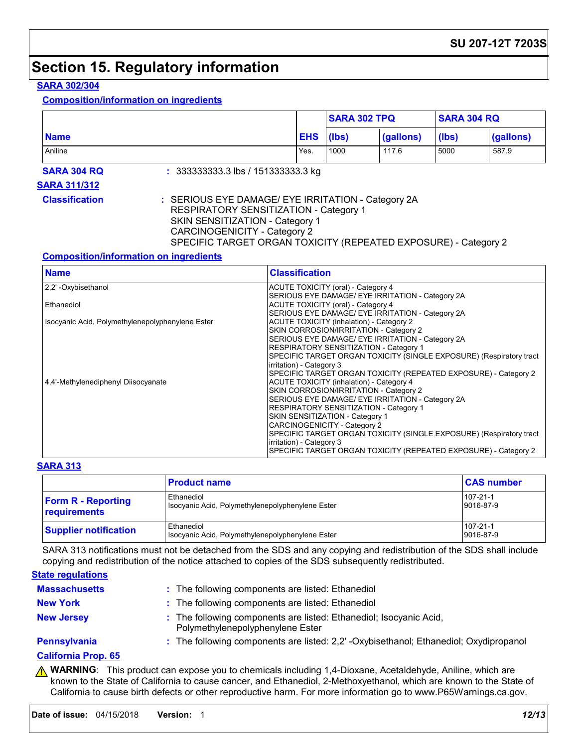## Section 15. Regulatory information

**SARA 302/304**

**Composition/information on ingredients**

| | | SARA 302 TPQ | | SARA 304 RQ | |
|---|---|---|---|---|---|
| **Name** | **EHS** | **(lbs)** | **(gallons)** | **(lbs)** | **(gallons)** |
| Aniline | Yes. | 1000 | 117.6 | 5000 | 587.9 |

**SARA 304 RQ** : 333333333.3 lbs / 151333333.3 kg

**SARA 311/312**

**Classification** : SERIOUS EYE DAMAGE/ EYE IRRITATION - Category 2A
RESPIRATORY SENSITIZATION - Category 1
SKIN SENSITIZATION - Category 1
CARCINOGENICITY - Category 2
SPECIFIC TARGET ORGAN TOXICITY (REPEATED EXPOSURE) - Category 2

**Composition/information on ingredients**

| Name | Classification |
|---|---|
| 2,2' -Oxybisethanol | ACUTE TOXICITY (oral) - Category 4<br>SERIOUS EYE DAMAGE/ EYE IRRITATION - Category 2A |
| Ethanediol | ACUTE TOXICITY (oral) - Category 4<br>SERIOUS EYE DAMAGE/ EYE IRRITATION - Category 2A |
| Isocyanic Acid, Polymethylenepolyphenylene Ester | ACUTE TOXICITY (inhalation) - Category 2<br>SKIN CORROSION/IRRITATION - Category 2<br>SERIOUS EYE DAMAGE/ EYE IRRITATION - Category 2A<br>RESPIRATORY SENSITIZATION - Category 1<br>SPECIFIC TARGET ORGAN TOXICITY (SINGLE EXPOSURE) (Respiratory tract irritation) - Category 3<br>SPECIFIC TARGET ORGAN TOXICITY (REPEATED EXPOSURE) - Category 2 |
| 4,4'-Methylenediphenyl Diisocyanate | ACUTE TOXICITY (inhalation) - Category 4<br>SKIN CORROSION/IRRITATION - Category 2<br>SERIOUS EYE DAMAGE/ EYE IRRITATION - Category 2A<br>RESPIRATORY SENSITIZATION - Category 1<br>SKIN SENSITIZATION - Category 1<br>CARCINOGENICITY - Category 2<br>SPECIFIC TARGET ORGAN TOXICITY (SINGLE EXPOSURE) (Respiratory tract irritation) - Category 3<br>SPECIFIC TARGET ORGAN TOXICITY (REPEATED EXPOSURE) - Category 2 |

**SARA 313**

| | Product name | CAS number |
|---|---|---|
| **Form R - Reporting requirements** | Ethanediol<br>Isocyanic Acid, Polymethylenepolyphenylene Ester | 107-21-1<br>9016-87-9 |
| **Supplier notification** | Ethanediol<br>Isocyanic Acid, Polymethylenepolyphenylene Ester | 107-21-1<br>9016-87-9 |

SARA 313 notifications must not be detached from the SDS and any copying and redistribution of the SDS shall include copying and redistribution of the notice attached to copies of the SDS subsequently redistributed.

**State regulations**

**Massachusetts** : The following components are listed: Ethanediol

**New York** : The following components are listed: Ethanediol

**New Jersey** : The following components are listed: Ethanediol; Isocyanic Acid, Polymethylenepolyphenylene Ester

**Pennsylvania** : The following components are listed: 2,2' -Oxybisethanol; Ethanediol; Oxydipropanol

**California Prop. 65**

⚠ **WARNING**: This product can expose you to chemicals including 1,4-Dioxane, Acetaldehyde, Aniline, which are known to the State of California to cause cancer, and Ethanediol, 2-Methoxyethanol, which are known to the State of California to cause birth defects or other reproductive harm. For more information go to www.P65Warnings.ca.gov.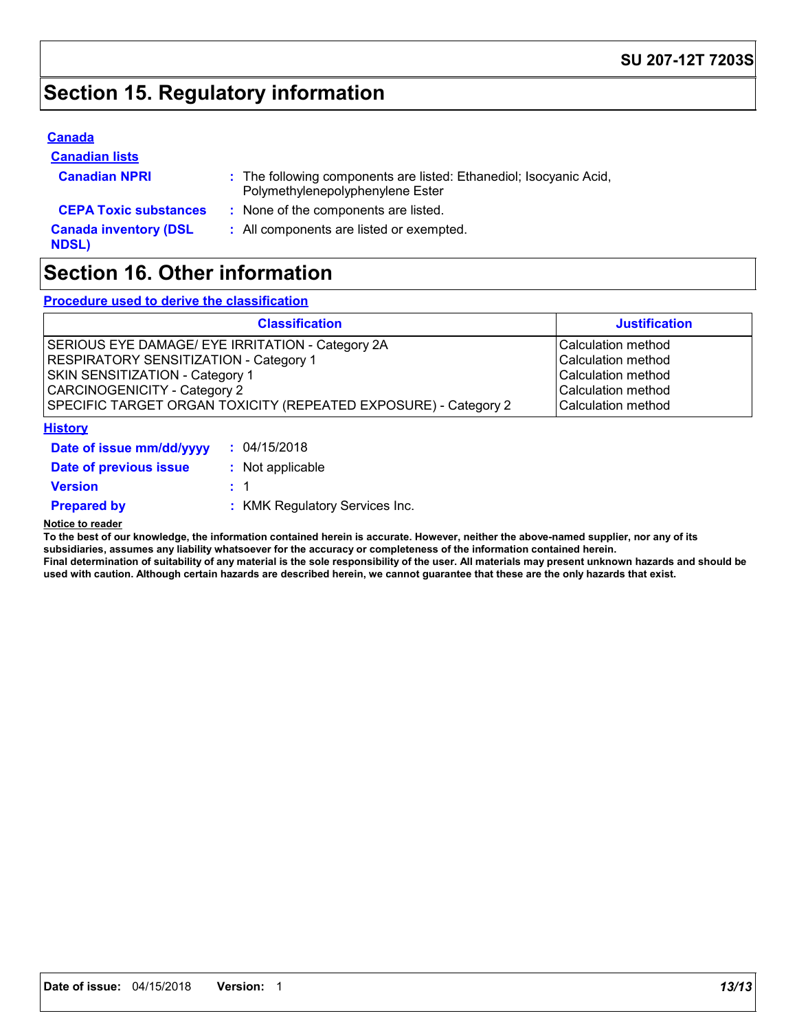# Section 15. Regulatory information

### Canada

**Canadian lists**

**Canadian NPRI** : The following components are listed: Ethanediol; Isocyanic Acid, Polymethylenepolyphenylene Ester

**CEPA Toxic substances** : None of the components are listed.

**Canada inventory (DSL NDSL)** : All components are listed or exempted.

# Section 16. Other information

**Procedure used to derive the classification**

| Classification | Justification |
|---|---|
| SERIOUS EYE DAMAGE/ EYE IRRITATION - Category 2A | Calculation method |
| RESPIRATORY SENSITIZATION - Category 1 | Calculation method |
| SKIN SENSITIZATION - Category 1 | Calculation method |
| CARCINOGENICITY - Category 2 | Calculation method |
| SPECIFIC TARGET ORGAN TOXICITY (REPEATED EXPOSURE) - Category 2 | Calculation method |

**History**

**Date of issue mm/dd/yyyy** : 04/15/2018

**Date of previous issue** : Not applicable

**Version** : 1

**Prepared by** : KMK Regulatory Services Inc.

**Notice to reader**

**To the best of our knowledge, the information contained herein is accurate. However, neither the above-named supplier, nor any of its subsidiaries, assumes any liability whatsoever for the accuracy or completeness of the information contained herein.**
**Final determination of suitability of any material is the sole responsibility of the user. All materials may present unknown hazards and should be used with caution. Although certain hazards are described herein, we cannot guarantee that these are the only hazards that exist.**